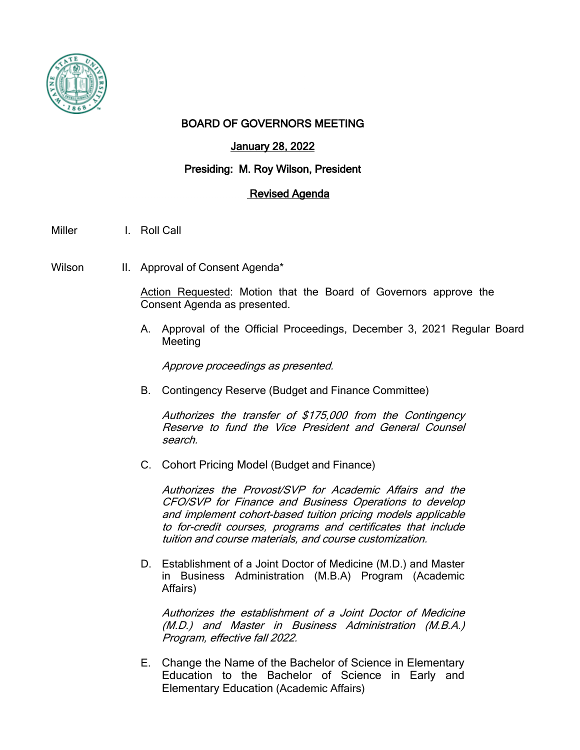# BOARD OF GOVERNORS MEETING

## January 28, 2022

### Presiding: M. Roy Wilson, President

### Revised Agenda

Miller I. Roll Call

Wilson II. Approval of Consent Agenda*

Action Requested: Motion that the Board of Governors approve the Consent Agenda as presented.

A. Approval of the Official Proceedings, December 3, 2021 Regular Board Meeting

*Approve proceedings as presented.*

B. Contingency Reserve (Budget and Finance Committee)

*Authorizes the transfer of $175,000 from the Contingency Reserve to fund the Vice President and General Counsel search.*

C. Cohort Pricing Model (Budget and Finance)

*Authorizes the Provost/SVP for Academic Affairs and the CFO/SVP for Finance and Business Operations to develop and implement cohort-based tuition pricing models applicable to for-credit courses, programs and certificates that include tuition and course materials, and course customization.*

D. Establishment of a Joint Doctor of Medicine (M.D.) and Master in Business Administration (M.B.A) Program (Academic Affairs)

*Authorizes the establishment of a Joint Doctor of Medicine (M.D.) and Master in Business Administration (M.B.A.) Program, effective fall 2022.*

E. Change the Name of the Bachelor of Science in Elementary Education to the Bachelor of Science in Early and Elementary Education (Academic Affairs)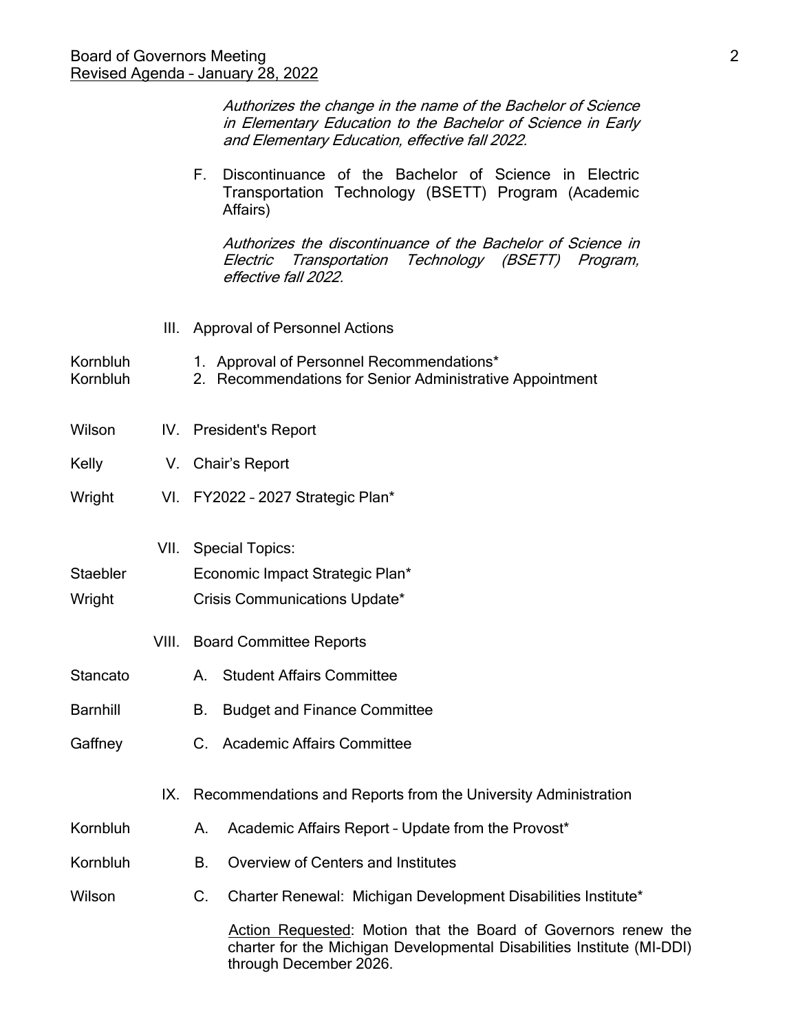*Authorizes the change in the name of the Bachelor of Science in Elementary Education to the Bachelor of Science in Early and Elementary Education, effective fall 2022.*

F. Discontinuance of the Bachelor of Science in Electric Transportation Technology (BSETT) Program (Academic Affairs)

*Authorizes the discontinuance of the Bachelor of Science in Electric Transportation Technology (BSETT) Program, effective fall 2022.*

III. Approval of Personnel Actions

| | |
|---|---|
| Kornbluh | 1. Approval of Personnel Recommendations* |
| Kornbluh | 2. Recommendations for Senior Administrative Appointment |
| Wilson | IV. President's Report |
| Kelly | V. Chair's Report |
| Wright | VI. FY2022 – 2027 Strategic Plan* |
| | VII. Special Topics: |
| Staebler | Economic Impact Strategic Plan* |
| Wright | Crisis Communications Update* |
| | VIII. Board Committee Reports |
| Stancato | A. Student Affairs Committee |
| Barnhill | B. Budget and Finance Committee |
| Gaffney | C. Academic Affairs Committee |
| | IX. Recommendations and Reports from the University Administration |
| Kornbluh | A. Academic Affairs Report – Update from the Provost* |
| Kornbluh | B. Overview of Centers and Institutes |
| Wilson | C. Charter Renewal: Michigan Development Disabilities Institute* |

<u>Action Requested</u>: Motion that the Board of Governors renew the charter for the Michigan Developmental Disabilities Institute (MI-DDI) through December 2026.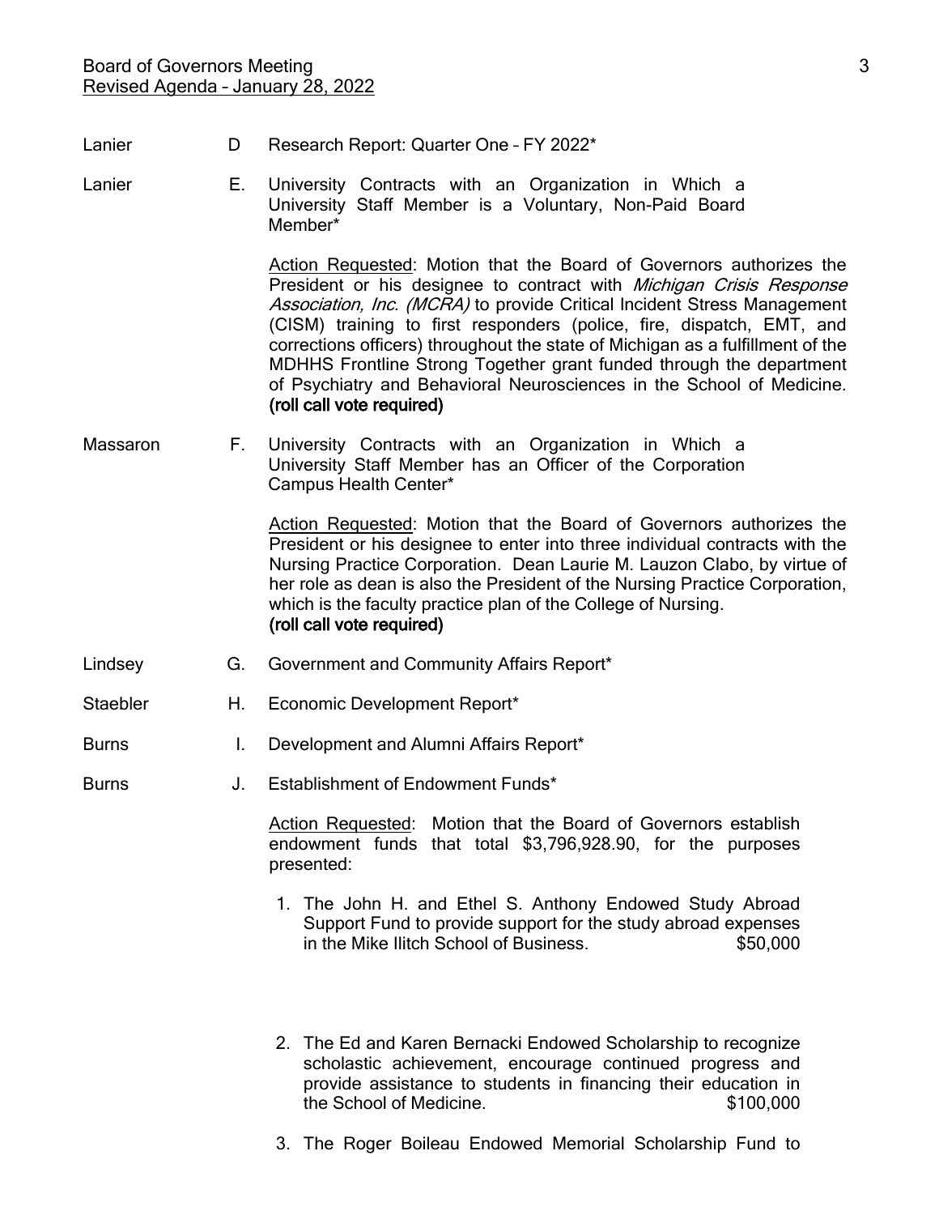Lanier D Research Report: Quarter One – FY 2022*

Lanier E. University Contracts with an Organization in Which a University Staff Member is a Voluntary, Non-Paid Board Member*

Action Requested: Motion that the Board of Governors authorizes the President or his designee to contract with *Michigan Crisis Response Association, Inc. (MCRA)* to provide Critical Incident Stress Management (CISM) training to first responders (police, fire, dispatch, EMT, and corrections officers) throughout the state of Michigan as a fulfillment of the MDHHS Frontline Strong Together grant funded through the department of Psychiatry and Behavioral Neurosciences in the School of Medicine. **(roll call vote required)**

Massaron F. University Contracts with an Organization in Which a University Staff Member has an Officer of the Corporation Campus Health Center*

Action Requested: Motion that the Board of Governors authorizes the President or his designee to enter into three individual contracts with the Nursing Practice Corporation. Dean Laurie M. Lauzon Clabo, by virtue of her role as dean is also the President of the Nursing Practice Corporation, which is the faculty practice plan of the College of Nursing. **(roll call vote required)**

Lindsey G. Government and Community Affairs Report*

Staebler H. Economic Development Report*

Burns I. Development and Alumni Affairs Report*

Burns J. Establishment of Endowment Funds*

Action Requested: Motion that the Board of Governors establish endowment funds that total $3,796,928.90, for the purposes presented:

1. The John H. and Ethel S. Anthony Endowed Study Abroad Support Fund to provide support for the study abroad expenses in the Mike Ilitch School of Business. $50,000

2. The Ed and Karen Bernacki Endowed Scholarship to recognize scholastic achievement, encourage continued progress and provide assistance to students in financing their education in the School of Medicine. $100,000

3. The Roger Boileau Endowed Memorial Scholarship Fund to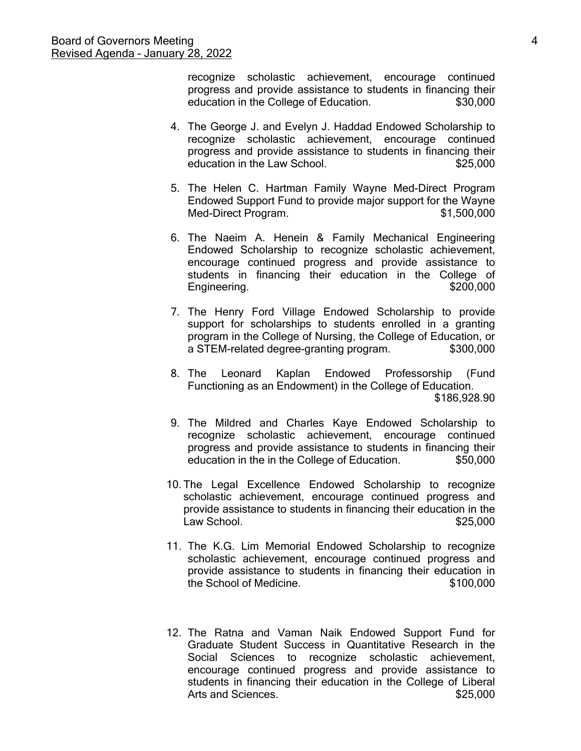recognize scholastic achievement, encourage continued progress and provide assistance to students in financing their education in the College of Education. $30,000

4. The George J. and Evelyn J. Haddad Endowed Scholarship to recognize scholastic achievement, encourage continued progress and provide assistance to students in financing their education in the Law School. $25,000

5. The Helen C. Hartman Family Wayne Med-Direct Program Endowed Support Fund to provide major support for the Wayne Med-Direct Program. $1,500,000

6. The Naeim A. Henein & Family Mechanical Engineering Endowed Scholarship to recognize scholastic achievement, encourage continued progress and provide assistance to students in financing their education in the College of Engineering. $200,000

7. The Henry Ford Village Endowed Scholarship to provide support for scholarships to students enrolled in a granting program in the College of Nursing, the College of Education, or a STEM-related degree-granting program. $300,000

8. The Leonard Kaplan Endowed Professorship (Fund Functioning as an Endowment) in the College of Education. $186,928.90

9. The Mildred and Charles Kaye Endowed Scholarship to recognize scholastic achievement, encourage continued progress and provide assistance to students in financing their education in the in the College of Education. $50,000

10. The Legal Excellence Endowed Scholarship to recognize scholastic achievement, encourage continued progress and provide assistance to students in financing their education in the Law School. $25,000

11. The K.G. Lim Memorial Endowed Scholarship to recognize scholastic achievement, encourage continued progress and provide assistance to students in financing their education in the School of Medicine. $100,000

12. The Ratna and Vaman Naik Endowed Support Fund for Graduate Student Success in Quantitative Research in the Social Sciences to recognize scholastic achievement, encourage continued progress and provide assistance to students in financing their education in the College of Liberal Arts and Sciences. $25,000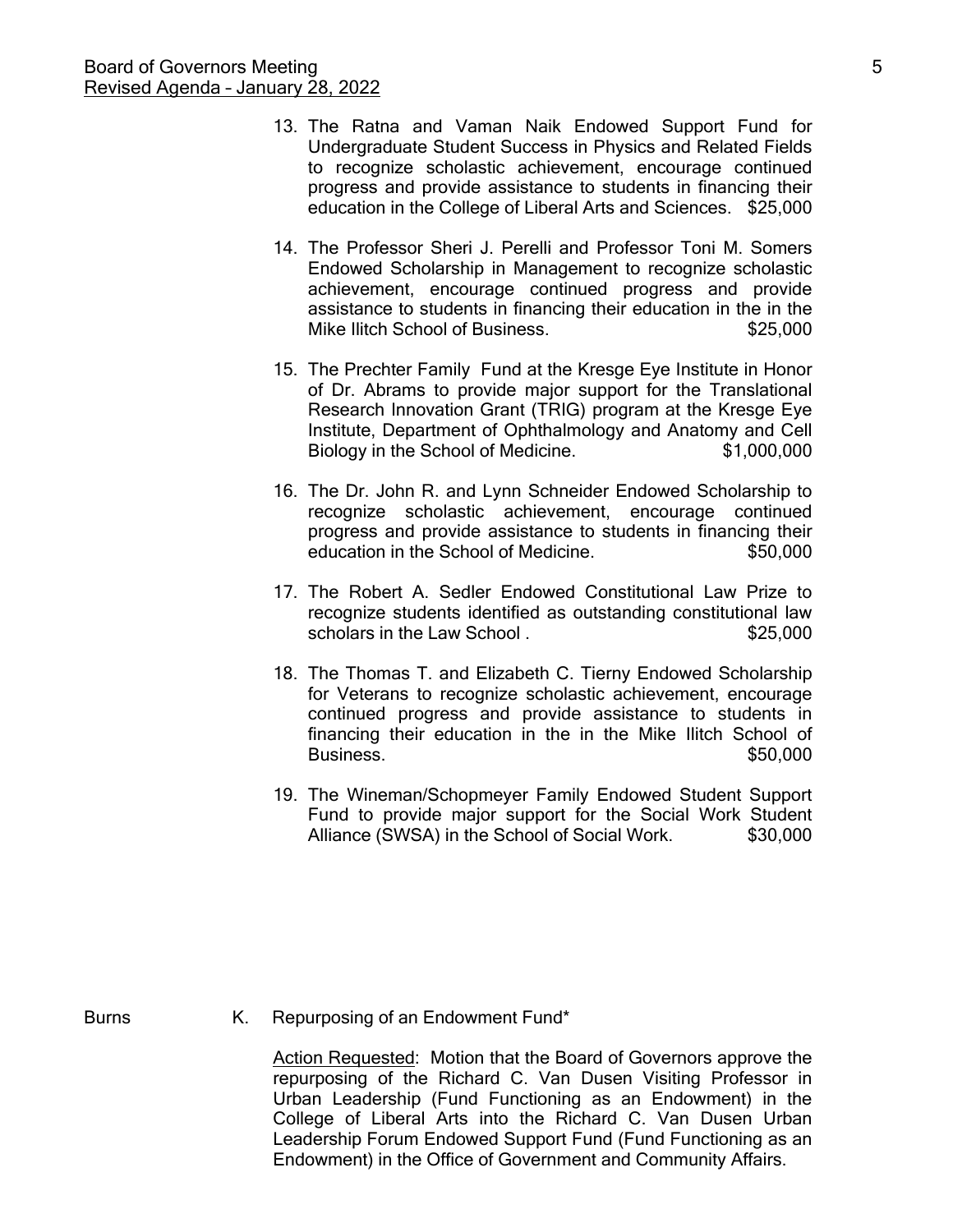13. The Ratna and Vaman Naik Endowed Support Fund for Undergraduate Student Success in Physics and Related Fields to recognize scholastic achievement, encourage continued progress and provide assistance to students in financing their education in the College of Liberal Arts and Sciences. $25,000

14. The Professor Sheri J. Perelli and Professor Toni M. Somers Endowed Scholarship in Management to recognize scholastic achievement, encourage continued progress and provide assistance to students in financing their education in the in the Mike Ilitch School of Business. $25,000

15. The Prechter Family Fund at the Kresge Eye Institute in Honor of Dr. Abrams to provide major support for the Translational Research Innovation Grant (TRIG) program at the Kresge Eye Institute, Department of Ophthalmology and Anatomy and Cell Biology in the School of Medicine. $1,000,000

16. The Dr. John R. and Lynn Schneider Endowed Scholarship to recognize scholastic achievement, encourage continued progress and provide assistance to students in financing their education in the School of Medicine. $50,000

17. The Robert A. Sedler Endowed Constitutional Law Prize to recognize students identified as outstanding constitutional law scholars in the Law School . $25,000

18. The Thomas T. and Elizabeth C. Tierny Endowed Scholarship for Veterans to recognize scholastic achievement, encourage continued progress and provide assistance to students in financing their education in the in the Mike Ilitch School of Business. $50,000

19. The Wineman/Schopmeyer Family Endowed Student Support Fund to provide major support for the Social Work Student Alliance (SWSA) in the School of Social Work. $30,000

Burns

K. Repurposing of an Endowment Fund*

Action Requested: Motion that the Board of Governors approve the repurposing of the Richard C. Van Dusen Visiting Professor in Urban Leadership (Fund Functioning as an Endowment) in the College of Liberal Arts into the Richard C. Van Dusen Urban Leadership Forum Endowed Support Fund (Fund Functioning as an Endowment) in the Office of Government and Community Affairs.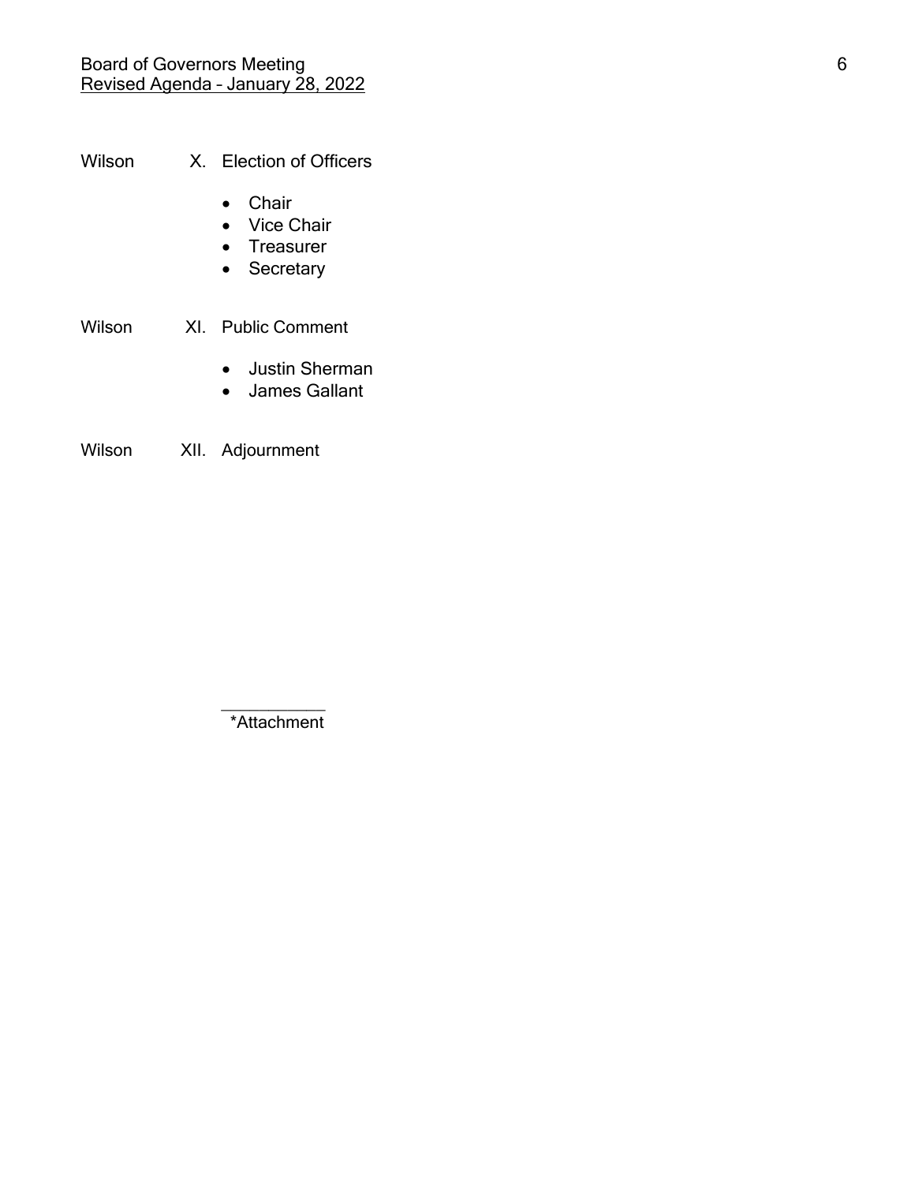Wilson X. Election of Officers

- Chair
- Vice Chair
- Treasurer
- Secretary

Wilson XI. Public Comment

- Justin Sherman
- James Gallant

Wilson XII. Adjournment

___________
*Attachment